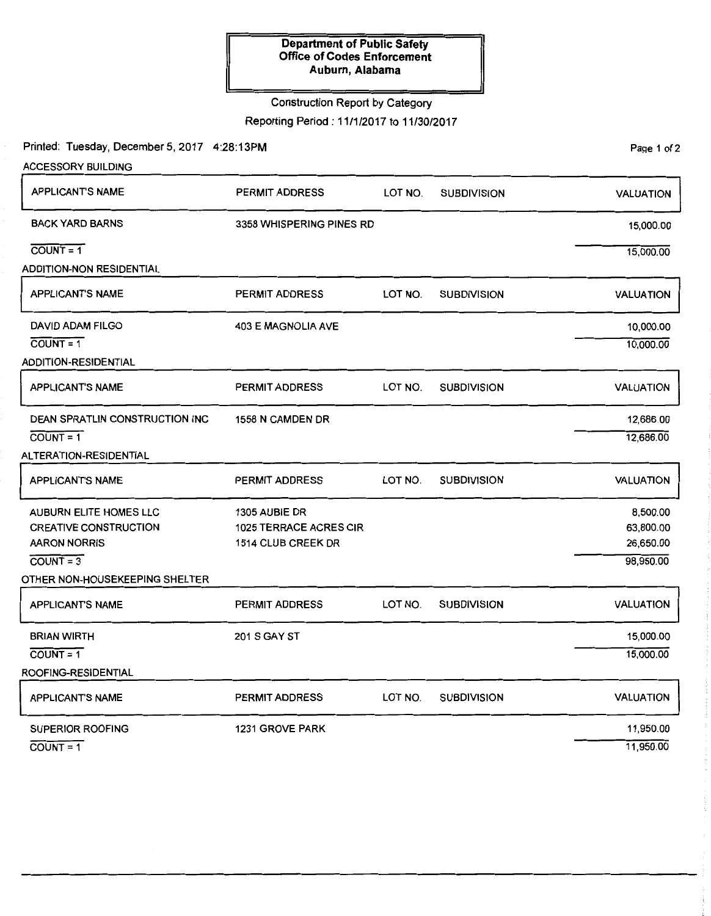**Department of Public Safety**
**Office of Codes Enforcement**
**Auburn, Alabama**

Construction Report by Category

Reporting Period : 11/1/2017 to 11/30/2017

Printed: Tuesday, December 5, 2017 4:28:13PM

### ACCESSORY BUILDING

| APPLICANT'S NAME | PERMIT ADDRESS | LOT NO. | SUBDIVISION | VALUATION |
|---|---|---|---|---|
| BACK YARD BARNS | 3358 WHISPERING PINES RD | | | 15,000.00 |
| COUNT = 1 | | | | 15,000.00 |

### ADDITION-NON RESIDENTIAL

| APPLICANT'S NAME | PERMIT ADDRESS | LOT NO. | SUBDIVISION | VALUATION |
|---|---|---|---|---|
| DAVID ADAM FILGO | 403 E MAGNOLIA AVE | | | 10,000.00 |
| COUNT = 1 | | | | 10,000.00 |

### ADDITION-RESIDENTIAL

| APPLICANT'S NAME | PERMIT ADDRESS | LOT NO. | SUBDIVISION | VALUATION |
|---|---|---|---|---|
| DEAN SPRATLIN CONSTRUCTION INC | 1558 N CAMDEN DR | | | 12,686.00 |
| COUNT = 1 | | | | 12,686.00 |

### ALTERATION-RESIDENTIAL

| APPLICANT'S NAME | PERMIT ADDRESS | LOT NO. | SUBDIVISION | VALUATION |
|---|---|---|---|---|
| AUBURN ELITE HOMES LLC | 1305 AUBIE DR | | | 8,500.00 |
| CREATIVE CONSTRUCTION | 1025 TERRACE ACRES CIR | | | 63,800.00 |
| AARON NORRIS | 1514 CLUB CREEK DR | | | 26,650.00 |
| COUNT = 3 | | | | 98,950.00 |

### OTHER NON-HOUSEKEEPING SHELTER

| APPLICANT'S NAME | PERMIT ADDRESS | LOT NO. | SUBDIVISION | VALUATION |
|---|---|---|---|---|
| BRIAN WIRTH | 201 S GAY ST | | | 15,000.00 |
| COUNT = 1 | | | | 15,000.00 |

### ROOFING-RESIDENTIAL

| APPLICANT'S NAME | PERMIT ADDRESS | LOT NO. | SUBDIVISION | VALUATION |
|---|---|---|---|---|
| SUPERIOR ROOFING | 1231 GROVE PARK | | | 11,950.00 |
| COUNT = 1 | | | | 11,950.00 |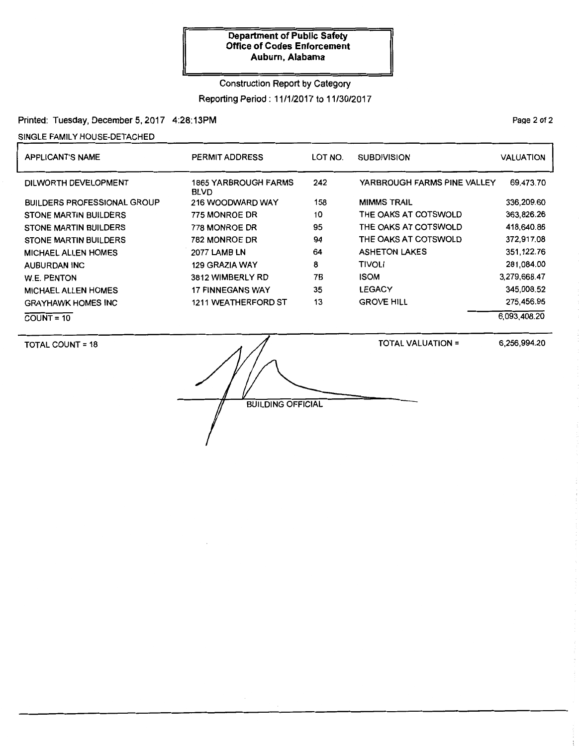**Department of Public Safety**
**Office of Codes Enforcement**
**Auburn, Alabama**

Construction Report by Category

Reporting Period : 11/1/2017 to 11/30/2017

Printed: Tuesday, December 5, 2017 4:28:13PM

SINGLE FAMILY HOUSE-DETACHED

| APPLICANT'S NAME | PERMIT ADDRESS | LOT NO. | SUBDIVISION | VALUATION |
|---|---|---|---|---|
| DILWORTH DEVELOPMENT | 1865 YARBROUGH FARMS BLVD | 242 | YARBROUGH FARMS PINE VALLEY | 69,473.70 |
| BUILDERS PROFESSIONAL GROUP | 216 WOODWARD WAY | 158 | MIMMS TRAIL | 336,209.60 |
| STONE MARTIN BUILDERS | 775 MONROE DR | 10 | THE OAKS AT COTSWOLD | 363,826.26 |
| STONE MARTIN BUILDERS | 778 MONROE DR | 95 | THE OAKS AT COTSWOLD | 418,640.86 |
| STONE MARTIN BUILDERS | 782 MONROE DR | 94 | THE OAKS AT COTSWOLD | 372,917.08 |
| MICHAEL ALLEN HOMES | 2077 LAMB LN | 64 | ASHETON LAKES | 351,122.76 |
| AUBURDAN INC | 129 GRAZIA WAY | 8 | TIVOLI | 281,084.00 |
| W.E. PENTON | 3812 WIMBERLY RD | 7B | ISOM | 3,279,668.47 |
| MICHAEL ALLEN HOMES | 17 FINNEGANS WAY | 35 | LEGACY | 345,008.52 |
| GRAYHAWK HOMES INC | 1211 WEATHERFORD ST | 13 | GROVE HILL | 275,456.95 |
| COUNT = 10 | | | | 6,093,408.20 |

TOTAL COUNT = 18

TOTAL VALUATION = 6,256,994.20

BUILDING OFFICIAL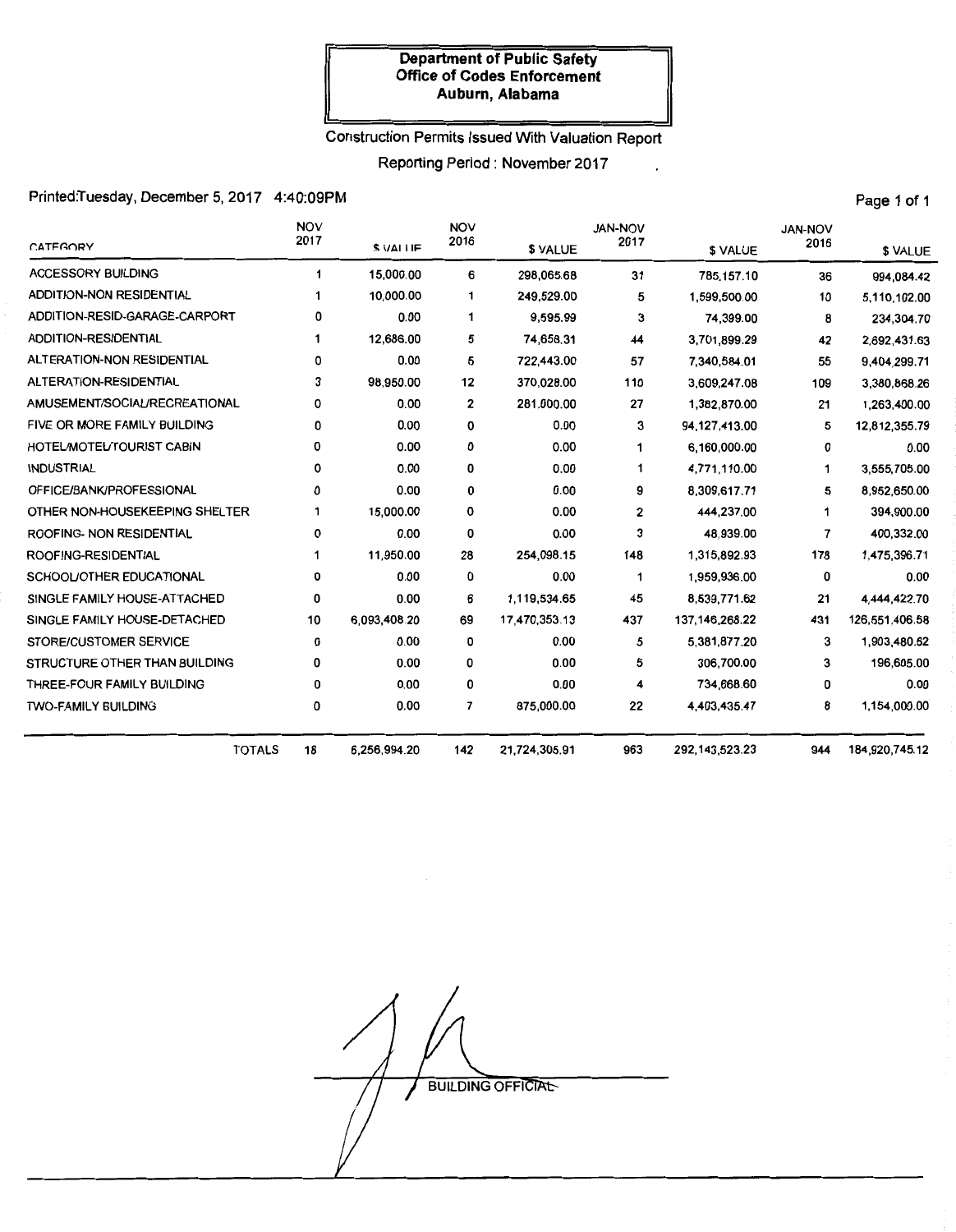**Department of Public Safety**
**Office of Codes Enforcement**
**Auburn, Alabama**

Construction Permits Issued With Valuation Report

Reporting Period : November 2017

Printed:Tuesday, December 5, 2017 4:40:09PM

| CATEGORY | NOV 2017 | $ VALUE | NOV 2016 | $ VALUE | JAN-NOV 2017 | $ VALUE | JAN-NOV 2016 | $ VALUE |
|---|---|---|---|---|---|---|---|---|
| ACCESSORY BUILDING | 1 | 15,000.00 | 6 | 298,065.68 | 31 | 785,157.10 | 36 | 994,084.42 |
| ADDITION-NON RESIDENTIAL | 1 | 10,000.00 | 1 | 249,529.00 | 5 | 1,599,500.00 | 10 | 5,110,102.00 |
| ADDITION-RESID-GARAGE-CARPORT | 0 | 0.00 | 1 | 9,595.99 | 3 | 74,399.00 | 8 | 234,304.70 |
| ADDITION-RESIDENTIAL | 1 | 12,686.00 | 5 | 74,658.31 | 44 | 3,701,899.29 | 42 | 2,692,431.63 |
| ALTERATION-NON RESIDENTIAL | 0 | 0.00 | 5 | 722,443.00 | 57 | 7,340,584.01 | 55 | 9,404,299.71 |
| ALTERATION-RESIDENTIAL | 3 | 98,950.00 | 12 | 370,028.00 | 110 | 3,609,247.08 | 109 | 3,380,868.26 |
| AMUSEMENT/SOCIAL/RECREATIONAL | 0 | 0.00 | 2 | 281,000.00 | 27 | 1,382,870.00 | 21 | 1,263,400.00 |
| FIVE OR MORE FAMILY BUILDING | 0 | 0.00 | 0 | 0.00 | 3 | 94,127,413.00 | 5 | 12,812,355.79 |
| HOTEL/MOTEL/TOURIST CABIN | 0 | 0.00 | 0 | 0.00 | 1 | 6,160,000.00 | 0 | 0.00 |
| INDUSTRIAL | 0 | 0.00 | 0 | 0.00 | 1 | 4,771,110.00 | 1 | 3,555,705.00 |
| OFFICE/BANK/PROFESSIONAL | 0 | 0.00 | 0 | 0.00 | 9 | 8,309,617.71 | 5 | 8,952,650.00 |
| OTHER NON-HOUSEKEEPING SHELTER | 1 | 15,000.00 | 0 | 0.00 | 2 | 444,237.00 | 1 | 394,900.00 |
| ROOFING- NON RESIDENTIAL | 0 | 0.00 | 0 | 0.00 | 3 | 48,939.00 | 7 | 400,332.00 |
| ROOFING-RESIDENTIAL | 1 | 11,950.00 | 28 | 254,098.15 | 148 | 1,315,892.93 | 178 | 1,475,396.71 |
| SCHOOL/OTHER EDUCATIONAL | 0 | 0.00 | 0 | 0.00 | 1 | 1,959,936.00 | 0 | 0.00 |
| SINGLE FAMILY HOUSE-ATTACHED | 0 | 0.00 | 6 | 1,119,534.65 | 45 | 8,539,771.62 | 21 | 4,444,422.70 |
| SINGLE FAMILY HOUSE-DETACHED | 10 | 6,093,408.20 | 69 | 17,470,353.13 | 437 | 137,146,268.22 | 431 | 126,551,406.58 |
| STORE/CUSTOMER SERVICE | 0 | 0.00 | 0 | 0.00 | 5 | 5,381,877.20 | 3 | 1,903,480.62 |
| STRUCTURE OTHER THAN BUILDING | 0 | 0.00 | 0 | 0.00 | 5 | 306,700.00 | 3 | 196,605.00 |
| THREE-FOUR FAMILY BUILDING | 0 | 0.00 | 0 | 0.00 | 4 | 734,668.60 | 0 | 0.00 |
| TWO-FAMILY BUILDING | 0 | 0.00 | 7 | 875,000.00 | 22 | 4,403,435.47 | 8 | 1,154,000.00 |
| TOTALS | 18 | 6,256,994.20 | 142 | 21,724,305.91 | 963 | 292,143,523.23 | 944 | 184,920,745.12 |

BUILDING OFFICIAL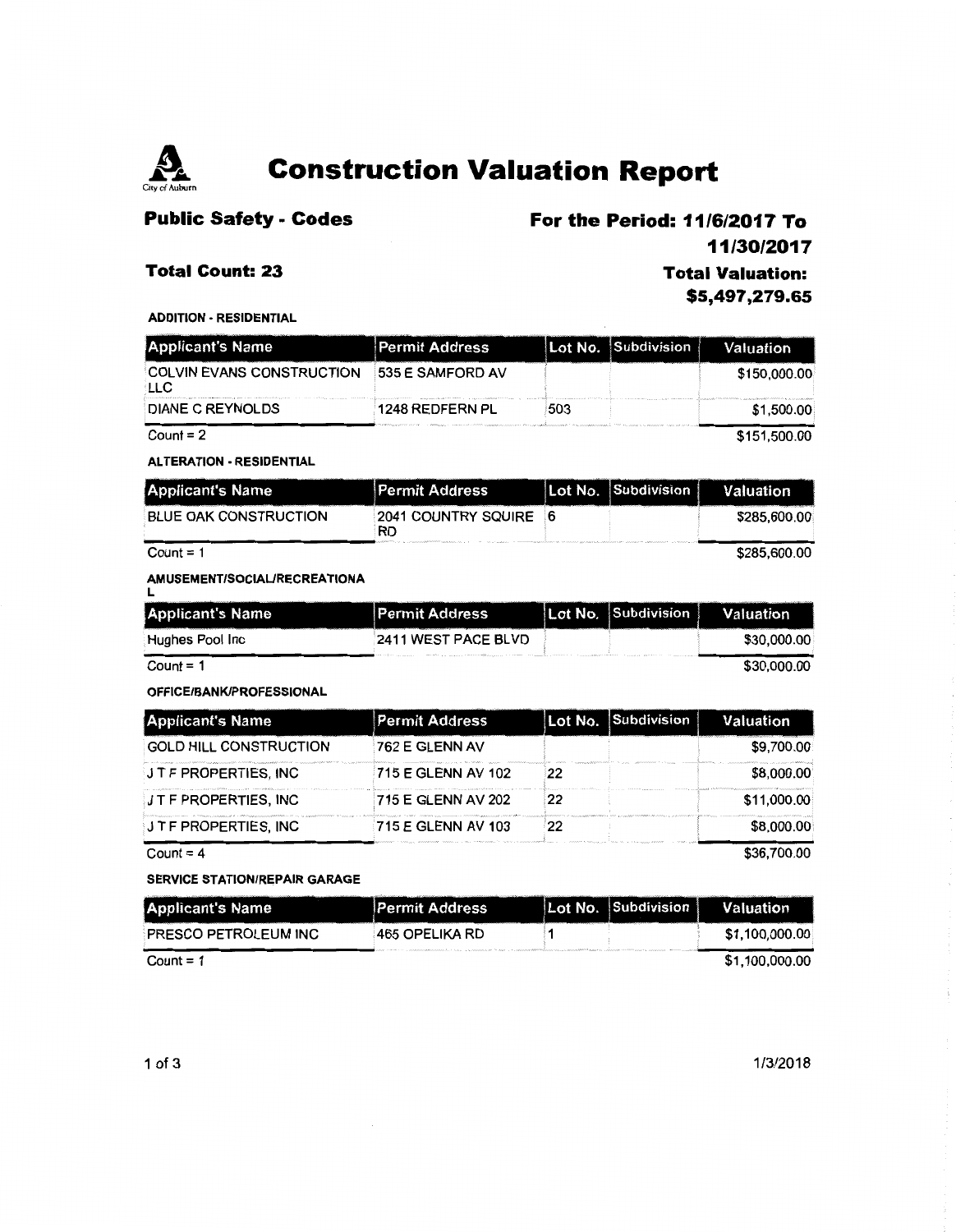# Construction Valuation Report

**Public Safety - Codes**

**For the Period: 11/6/2017 To 11/30/2017**

**Total Count: 23**

**Total Valuation: $5,497,279.65**

#### ADDITION - RESIDENTIAL

| Applicant's Name | Permit Address | Lot No. | Subdivision | Valuation |
|---|---|---|---|---|
| COLVIN EVANS CONSTRUCTION LLC | 535 E SAMFORD AV | | | $150,000.00 |
| DIANE C REYNOLDS | 1248 REDFERN PL | 503 | | $1,500.00 |
| Count = 2 | | | | $151,500.00 |

#### ALTERATION - RESIDENTIAL

| Applicant's Name | Permit Address | Lot No. | Subdivision | Valuation |
|---|---|---|---|---|
| BLUE OAK CONSTRUCTION | 2041 COUNTRY SQUIRE RD | 6 | | $285,600.00 |
| Count = 1 | | | | $285,600.00 |

#### AMUSEMENT/SOCIAL/RECREATIONAL

| Applicant's Name | Permit Address | Lot No. | Subdivision | Valuation |
|---|---|---|---|---|
| Hughes Pool Inc | 2411 WEST PACE BLVD | | | $30,000.00 |
| Count = 1 | | | | $30,000.00 |

#### OFFICE/BANK/PROFESSIONAL

| Applicant's Name | Permit Address | Lot No. | Subdivision | Valuation |
|---|---|---|---|---|
| GOLD HILL CONSTRUCTION | 762 E GLENN AV | | | $9,700.00 |
| J T F PROPERTIES, INC | 715 E GLENN AV 102 | 22 | | $8,000.00 |
| J T F PROPERTIES, INC | 715 E GLENN AV 202 | 22 | | $11,000.00 |
| J T F PROPERTIES, INC | 715 E GLENN AV 103 | 22 | | $8,000.00 |
| Count = 4 | | | | $36,700.00 |

#### SERVICE STATION/REPAIR GARAGE

| Applicant's Name | Permit Address | Lot No. | Subdivision | Valuation |
|---|---|---|---|---|
| PRESCO PETROLEUM INC | 465 OPELIKA RD | 1 | | $1,100,000.00 |
| Count = 1 | | | | $1,100,000.00 |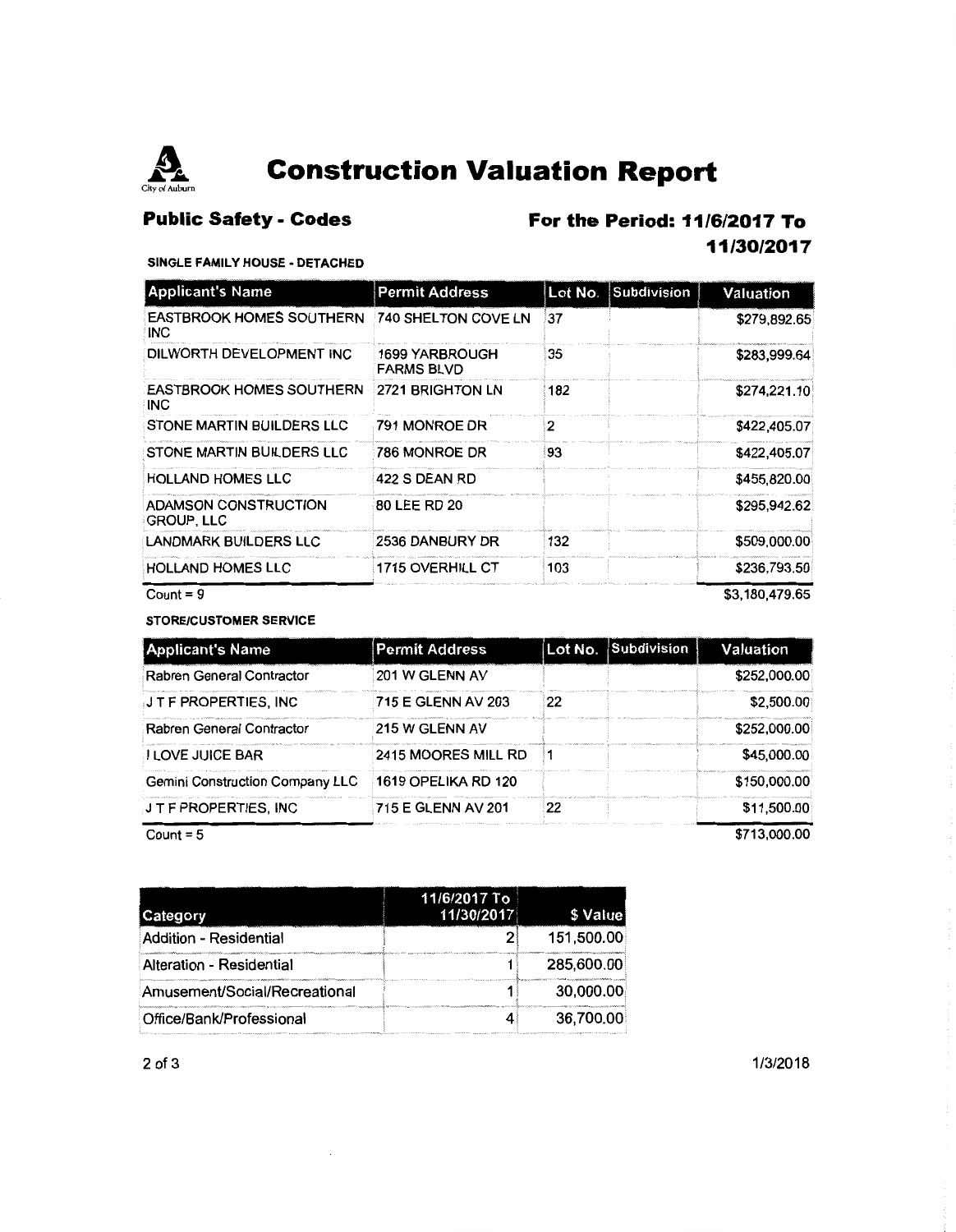# Construction Valuation Report

## Public Safety - Codes

## For the Period: 11/6/2017 To 11/30/2017

**SINGLE FAMILY HOUSE - DETACHED**

| Applicant's Name | Permit Address | Lot No. | Subdivision | Valuation |
|---|---|---|---|---|
| EASTBROOK HOMES SOUTHERN INC | 740 SHELTON COVE LN | 37 | | $279,892.65 |
| DILWORTH DEVELOPMENT INC | 1699 YARBROUGH FARMS BLVD | 35 | | $283,999.64 |
| EASTBROOK HOMES SOUTHERN INC | 2721 BRIGHTON LN | 182 | | $274,221.10 |
| STONE MARTIN BUILDERS LLC | 791 MONROE DR | 2 | | $422,405.07 |
| STONE MARTIN BUILDERS LLC | 786 MONROE DR | 93 | | $422,405.07 |
| HOLLAND HOMES LLC | 422 S DEAN RD | | | $455,820.00 |
| ADAMSON CONSTRUCTION GROUP, LLC | 80 LEE RD 20 | | | $295,942.62 |
| LANDMARK BUILDERS LLC | 2536 DANBURY DR | 132 | | $509,000.00 |
| HOLLAND HOMES LLC | 1715 OVERHILL CT | 103 | | $236,793.50 |
| Count = 9 | | | | $3,180,479.65 |

**STORE/CUSTOMER SERVICE**

| Applicant's Name | Permit Address | Lot No. | Subdivision | Valuation |
|---|---|---|---|---|
| Rabren General Contractor | 201 W GLENN AV | | | $252,000.00 |
| J T F PROPERTIES, INC | 715 E GLENN AV 203 | 22 | | $2,500.00 |
| Rabren General Contractor | 215 W GLENN AV | | | $252,000.00 |
| I LOVE JUICE BAR | 2415 MOORES MILL RD | 1 | | $45,000.00 |
| Gemini Construction Company LLC | 1619 OPELIKA RD 120 | | | $150,000.00 |
| J T F PROPERTIES, INC | 715 E GLENN AV 201 | 22 | | $11,500.00 |
| Count = 5 | | | | $713,000.00 |

| Category | 11/6/2017 To 11/30/2017 | $ Value |
|---|---|---|
| Addition - Residential | 2 | 151,500.00 |
| Alteration - Residential | 1 | 285,600.00 |
| Amusement/Social/Recreational | 1 | 30,000.00 |
| Office/Bank/Professional | 4 | 36,700.00 |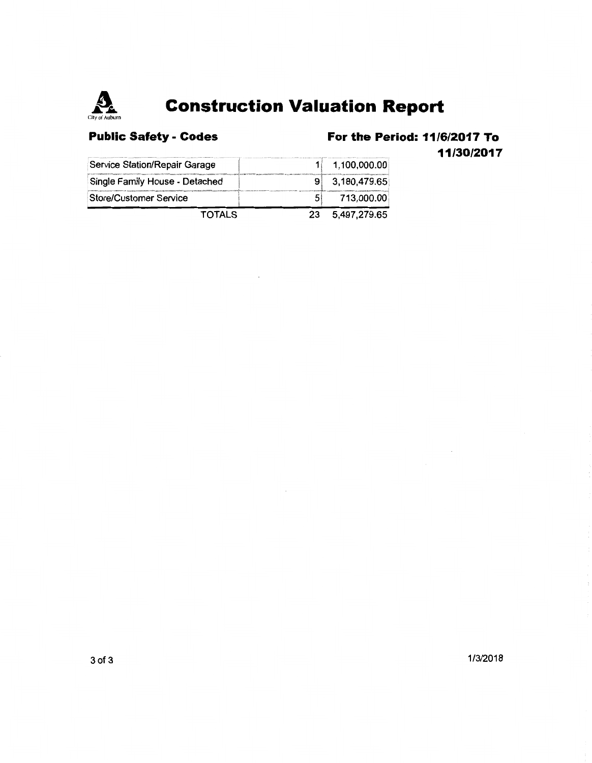# Construction Valuation Report

**Public Safety - Codes**

**For the Period: 11/6/2017 To 11/30/2017**

| | | | |
|---|---|---|---|
| Service Station/Repair Garage | | 1 | 1,100,000.00 |
| Single Family House - Detached | | 9 | 3,180,479.65 |
| Store/Customer Service | | 5 | 713,000.00 |
| TOTALS | | 23 | 5,497,279.65 |

1/3/2018